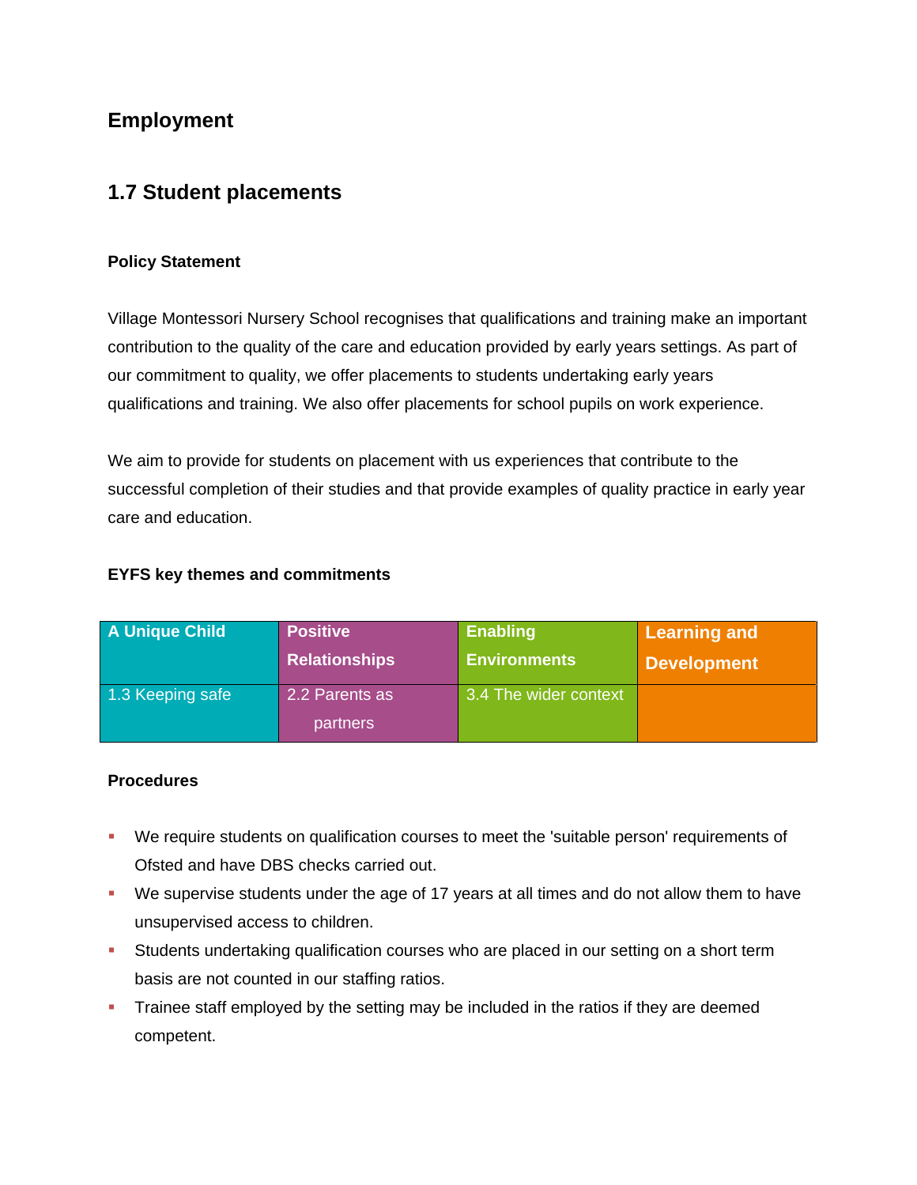## Employment

## 1.7 Student placements

### Policy Statement

Village Montessori Nursery School recognises that qualifications and training make an important contribution to the quality of the care and education provided by early years settings. As part of our commitment to quality, we offer placements to students undertaking early years qualifications and training. We also offer placements for school pupils on work experience.

We aim to provide for students on placement with us experiences that contribute to the successful completion of their studies and that provide examples of quality practice in early year care and education.

### EYFS key themes and commitments

| A Unique Child | Positive Relationships | Enabling Environments | Learning and Development |
|---|---|---|---|
| 1.3 Keeping safe | 2.2 Parents as partners | 3.4 The wider context | |

### Procedures

- We require students on qualification courses to meet the 'suitable person' requirements of Ofsted and have DBS checks carried out.
- We supervise students under the age of 17 years at all times and do not allow them to have unsupervised access to children.
- Students undertaking qualification courses who are placed in our setting on a short term basis are not counted in our staffing ratios.
- Trainee staff employed by the setting may be included in the ratios if they are deemed competent.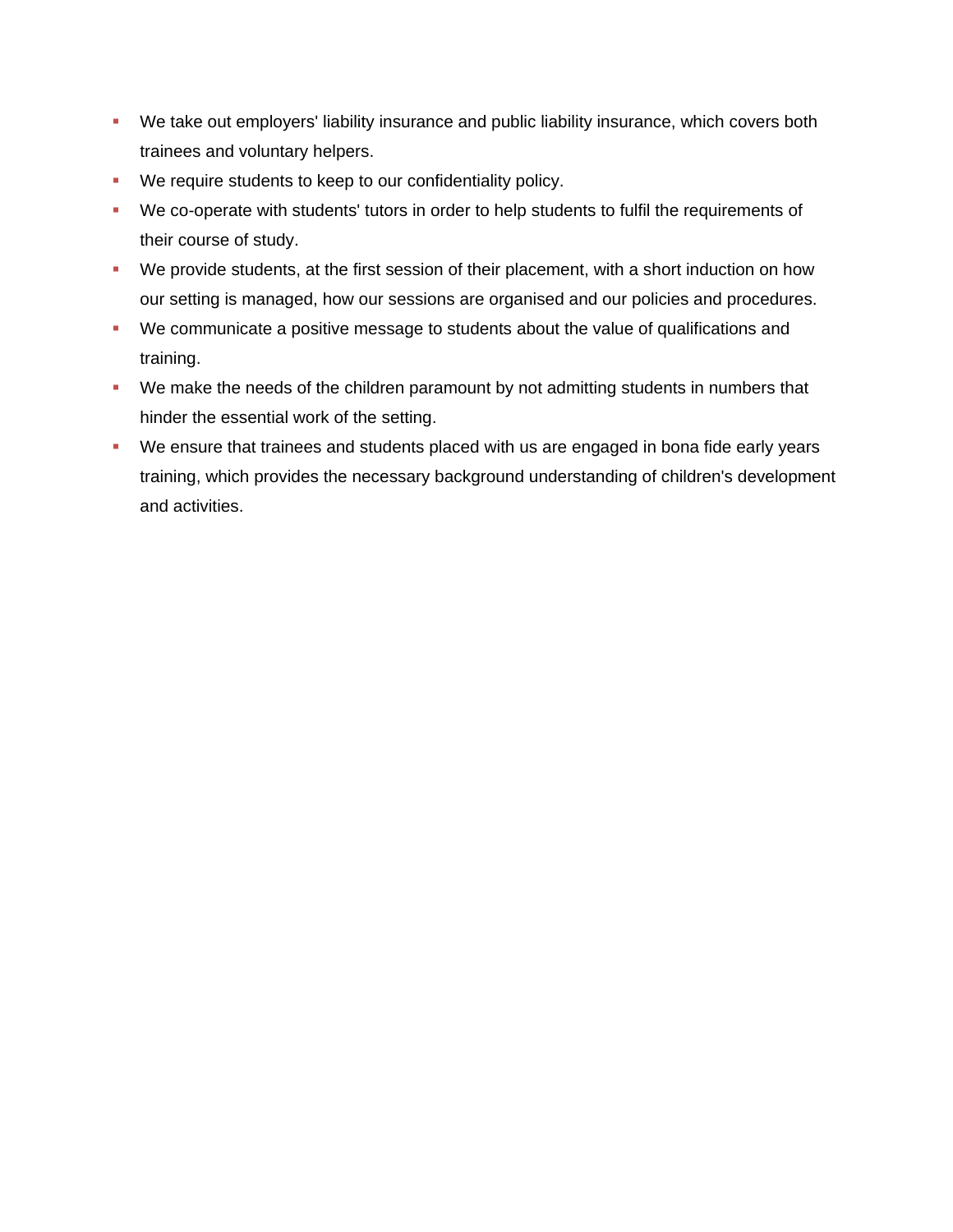- We take out employers' liability insurance and public liability insurance, which covers both trainees and voluntary helpers.
- We require students to keep to our confidentiality policy.
- We co-operate with students' tutors in order to help students to fulfil the requirements of their course of study.
- We provide students, at the first session of their placement, with a short induction on how our setting is managed, how our sessions are organised and our policies and procedures.
- We communicate a positive message to students about the value of qualifications and training.
- We make the needs of the children paramount by not admitting students in numbers that hinder the essential work of the setting.
- We ensure that trainees and students placed with us are engaged in bona fide early years training, which provides the necessary background understanding of children's development and activities.